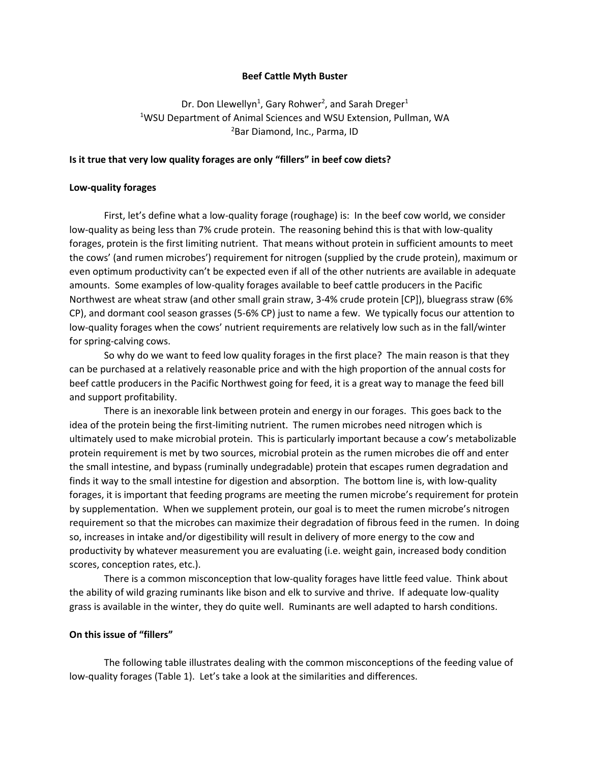# Beef Cattle Myth Buster

Dr. Don Llewellyn[1], Gary Rohwer[2], and Sarah Dreger[1]

[1]WSU Department of Animal Sciences and WSU Extension, Pullman, WA

[2]Bar Diamond, Inc., Parma, ID

**Is it true that very low quality forages are only "fillers" in beef cow diets?**

## Low-quality forages

First, let's define what a low-quality forage (roughage) is: In the beef cow world, we consider low-quality as being less than 7% crude protein. The reasoning behind this is that with low-quality forages, protein is the first limiting nutrient. That means without protein in sufficient amounts to meet the cows' (and rumen microbes') requirement for nitrogen (supplied by the crude protein), maximum or even optimum productivity can't be expected even if all of the other nutrients are available in adequate amounts. Some examples of low-quality forages available to beef cattle producers in the Pacific Northwest are wheat straw (and other small grain straw, 3-4% crude protein [CP]), bluegrass straw (6% CP), and dormant cool season grasses (5-6% CP) just to name a few. We typically focus our attention to low-quality forages when the cows' nutrient requirements are relatively low such as in the fall/winter for spring-calving cows.

So why do we want to feed low quality forages in the first place? The main reason is that they can be purchased at a relatively reasonable price and with the high proportion of the annual costs for beef cattle producers in the Pacific Northwest going for feed, it is a great way to manage the feed bill and support profitability.

There is an inexorable link between protein and energy in our forages. This goes back to the idea of the protein being the first-limiting nutrient. The rumen microbes need nitrogen which is ultimately used to make microbial protein. This is particularly important because a cow's metabolizable protein requirement is met by two sources, microbial protein as the rumen microbes die off and enter the small intestine, and bypass (ruminally undegradable) protein that escapes rumen degradation and finds it way to the small intestine for digestion and absorption. The bottom line is, with low-quality forages, it is important that feeding programs are meeting the rumen microbe's requirement for protein by supplementation. When we supplement protein, our goal is to meet the rumen microbe's nitrogen requirement so that the microbes can maximize their degradation of fibrous feed in the rumen. In doing so, increases in intake and/or digestibility will result in delivery of more energy to the cow and productivity by whatever measurement you are evaluating (i.e. weight gain, increased body condition scores, conception rates, etc.).

There is a common misconception that low-quality forages have little feed value. Think about the ability of wild grazing ruminants like bison and elk to survive and thrive. If adequate low-quality grass is available in the winter, they do quite well. Ruminants are well adapted to harsh conditions.

## On this issue of "fillers"

The following table illustrates dealing with the common misconceptions of the feeding value of low-quality forages (Table 1). Let's take a look at the similarities and differences.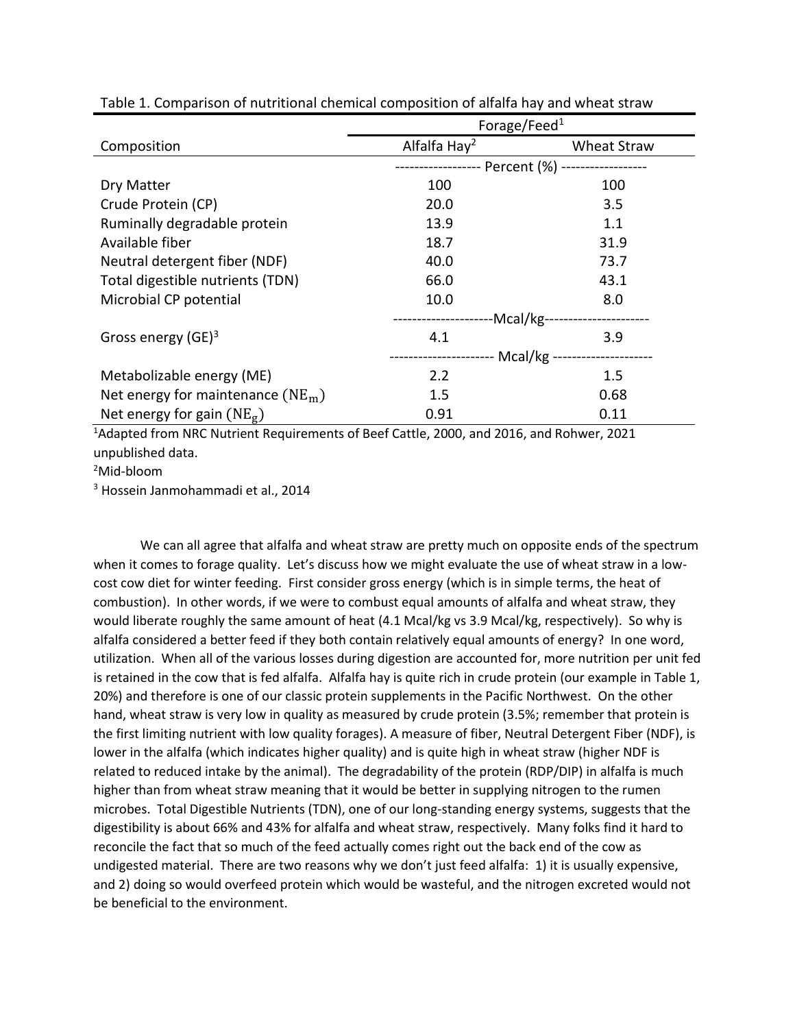Table 1. Comparison of nutritional chemical composition of alfalfa hay and wheat straw

| Composition | Forage/Feed[1] | |
|---|---|---|
| | Alfalfa Hay[2] | Wheat Straw |
| | ------------------ Percent (%) ------------------ | |
| Dry Matter | 100 | 100 |
| Crude Protein (CP) | 20.0 | 3.5 |
| Ruminally degradable protein | 13.9 | 1.1 |
| Available fiber | 18.7 | 31.9 |
| Neutral detergent fiber (NDF) | 40.0 | 73.7 |
| Total digestible nutrients (TDN) | 66.0 | 43.1 |
| Microbial CP potential | 10.0 | 8.0 |
| | ---------------------Mcal/kg---------------------- | |
| Gross energy (GE)[3] | 4.1 | 3.9 |
| | --------------------- Mcal/kg --------------------- | |
| Metabolizable energy (ME) | 2.2 | 1.5 |
| Net energy for maintenance ($NE_m$) | 1.5 | 0.68 |
| Net energy for gain ($NE_g$) | 0.91 | 0.11 |

[1]Adapted from NRC Nutrient Requirements of Beef Cattle, 2000, and 2016, and Rohwer, 2021 unpublished data.

[2]Mid-bloom

[3] Hossein Janmohammadi et al., 2014

We can all agree that alfalfa and wheat straw are pretty much on opposite ends of the spectrum when it comes to forage quality. Let's discuss how we might evaluate the use of wheat straw in a low-cost cow diet for winter feeding. First consider gross energy (which is in simple terms, the heat of combustion). In other words, if we were to combust equal amounts of alfalfa and wheat straw, they would liberate roughly the same amount of heat (4.1 Mcal/kg vs 3.9 Mcal/kg, respectively). So why is alfalfa considered a better feed if they both contain relatively equal amounts of energy? In one word, utilization. When all of the various losses during digestion are accounted for, more nutrition per unit fed is retained in the cow that is fed alfalfa. Alfalfa hay is quite rich in crude protein (our example in Table 1, 20%) and therefore is one of our classic protein supplements in the Pacific Northwest. On the other hand, wheat straw is very low in quality as measured by crude protein (3.5%; remember that protein is the first limiting nutrient with low quality forages). A measure of fiber, Neutral Detergent Fiber (NDF), is lower in the alfalfa (which indicates higher quality) and is quite high in wheat straw (higher NDF is related to reduced intake by the animal). The degradability of the protein (RDP/DIP) in alfalfa is much higher than from wheat straw meaning that it would be better in supplying nitrogen to the rumen microbes. Total Digestible Nutrients (TDN), one of our long-standing energy systems, suggests that the digestibility is about 66% and 43% for alfalfa and wheat straw, respectively. Many folks find it hard to reconcile the fact that so much of the feed actually comes right out the back end of the cow as undigested material. There are two reasons why we don't just feed alfalfa: 1) it is usually expensive, and 2) doing so would overfeed protein which would be wasteful, and the nitrogen excreted would not be beneficial to the environment.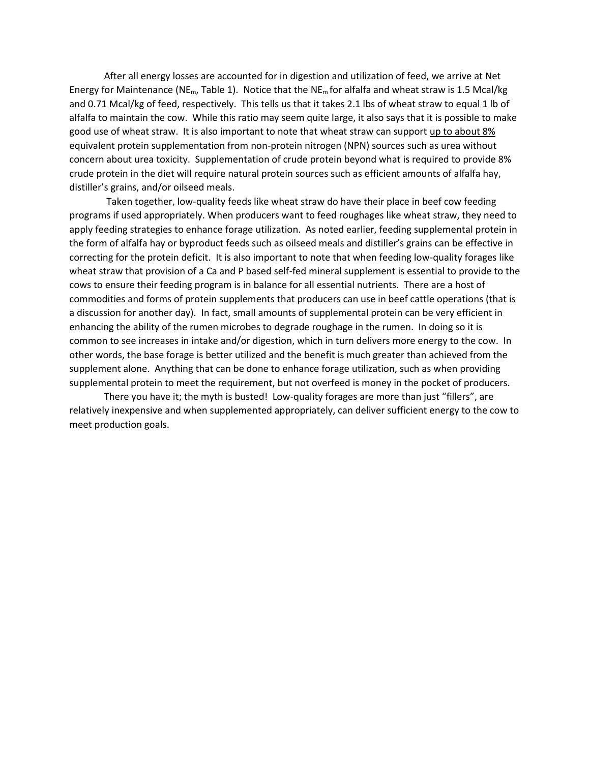After all energy losses are accounted for in digestion and utilization of feed, we arrive at Net Energy for Maintenance ($NE_m$, Table 1). Notice that the $NE_m$ for alfalfa and wheat straw is 1.5 Mcal/kg and 0.71 Mcal/kg of feed, respectively. This tells us that it takes 2.1 lbs of wheat straw to equal 1 lb of alfalfa to maintain the cow. While this ratio may seem quite large, it also says that it is possible to make good use of wheat straw. It is also important to note that wheat straw can support up to about 8% equivalent protein supplementation from non-protein nitrogen (NPN) sources such as urea without concern about urea toxicity. Supplementation of crude protein beyond what is required to provide 8% crude protein in the diet will require natural protein sources such as efficient amounts of alfalfa hay, distiller's grains, and/or oilseed meals.

Taken together, low-quality feeds like wheat straw do have their place in beef cow feeding programs if used appropriately. When producers want to feed roughages like wheat straw, they need to apply feeding strategies to enhance forage utilization. As noted earlier, feeding supplemental protein in the form of alfalfa hay or byproduct feeds such as oilseed meals and distiller's grains can be effective in correcting for the protein deficit. It is also important to note that when feeding low-quality forages like wheat straw that provision of a Ca and P based self-fed mineral supplement is essential to provide to the cows to ensure their feeding program is in balance for all essential nutrients. There are a host of commodities and forms of protein supplements that producers can use in beef cattle operations (that is a discussion for another day). In fact, small amounts of supplemental protein can be very efficient in enhancing the ability of the rumen microbes to degrade roughage in the rumen. In doing so it is common to see increases in intake and/or digestion, which in turn delivers more energy to the cow. In other words, the base forage is better utilized and the benefit is much greater than achieved from the supplement alone. Anything that can be done to enhance forage utilization, such as when providing supplemental protein to meet the requirement, but not overfeed is money in the pocket of producers.

There you have it; the myth is busted! Low-quality forages are more than just "fillers", are relatively inexpensive and when supplemented appropriately, can deliver sufficient energy to the cow to meet production goals.